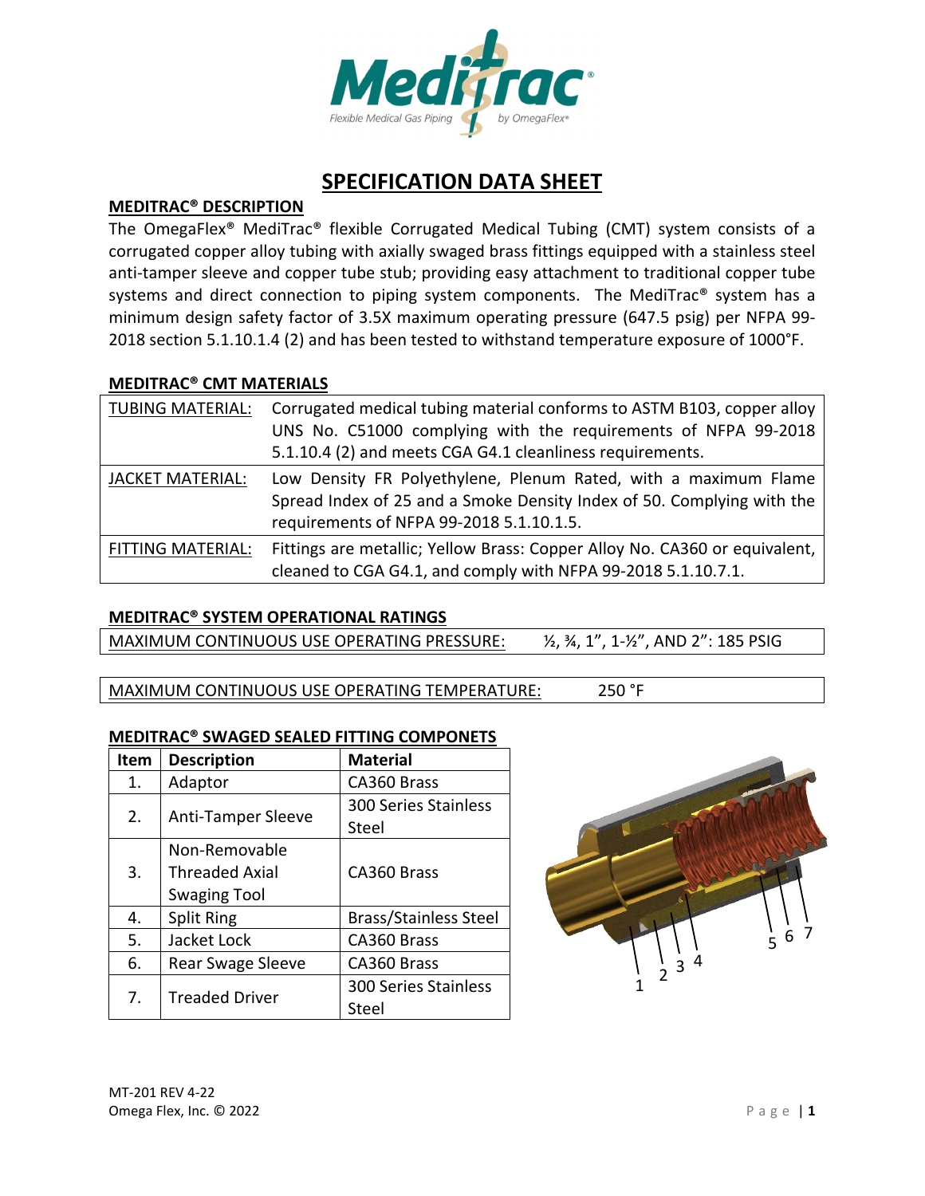# SPECIFICATION DATA SHEET

## MEDITRAC® DESCRIPTION

The OmegaFlex® MediTrac® flexible Corrugated Medical Tubing (CMT) system consists of a corrugated copper alloy tubing with axially swaged brass fittings equipped with a stainless steel anti-tamper sleeve and copper tube stub; providing easy attachment to traditional copper tube systems and direct connection to piping system components. The MediTrac® system has a minimum design safety factor of 3.5X maximum operating pressure (647.5 psig) per NFPA 99-2018 section 5.1.10.1.4 (2) and has been tested to withstand temperature exposure of 1000°F.

## MEDITRAC® CMT MATERIALS

| | |
|---|---|
| TUBING MATERIAL: | Corrugated medical tubing material conforms to ASTM B103, copper alloy UNS No. C51000 complying with the requirements of NFPA 99-2018 5.1.10.4 (2) and meets CGA G4.1 cleanliness requirements. |
| JACKET MATERIAL: | Low Density FR Polyethylene, Plenum Rated, with a maximum Flame Spread Index of 25 and a Smoke Density Index of 50. Complying with the requirements of NFPA 99-2018 5.1.10.1.5. |
| FITTING MATERIAL: | Fittings are metallic; Yellow Brass: Copper Alloy No. CA360 or equivalent, cleaned to CGA G4.1, and comply with NFPA 99-2018 5.1.10.7.1. |

## MEDITRAC® SYSTEM OPERATIONAL RATINGS

| | |
|---|---|
| MAXIMUM CONTINUOUS USE OPERATING PRESSURE: | ½, ¾, 1", 1-½", AND 2": 185 PSIG |

| | |
|---|---|
| MAXIMUM CONTINUOUS USE OPERATING TEMPERATURE: | 250 °F |

## MEDITRAC® SWAGED SEALED FITTING COMPONETS

| Item | Description | Material |
|---|---|---|
| 1. | Adaptor | CA360 Brass |
| 2. | Anti-Tamper Sleeve | 300 Series Stainless Steel |
| 3. | Non-Removable Threaded Axial Swaging Tool | CA360 Brass |
| 4. | Split Ring | Brass/Stainless Steel |
| 5. | Jacket Lock | CA360 Brass |
| 6. | Rear Swage Sleeve | CA360 Brass |
| 7. | Treaded Driver | 300 Series Stainless Steel |

MT-201 REV 4-22
Omega Flex, Inc. © 2022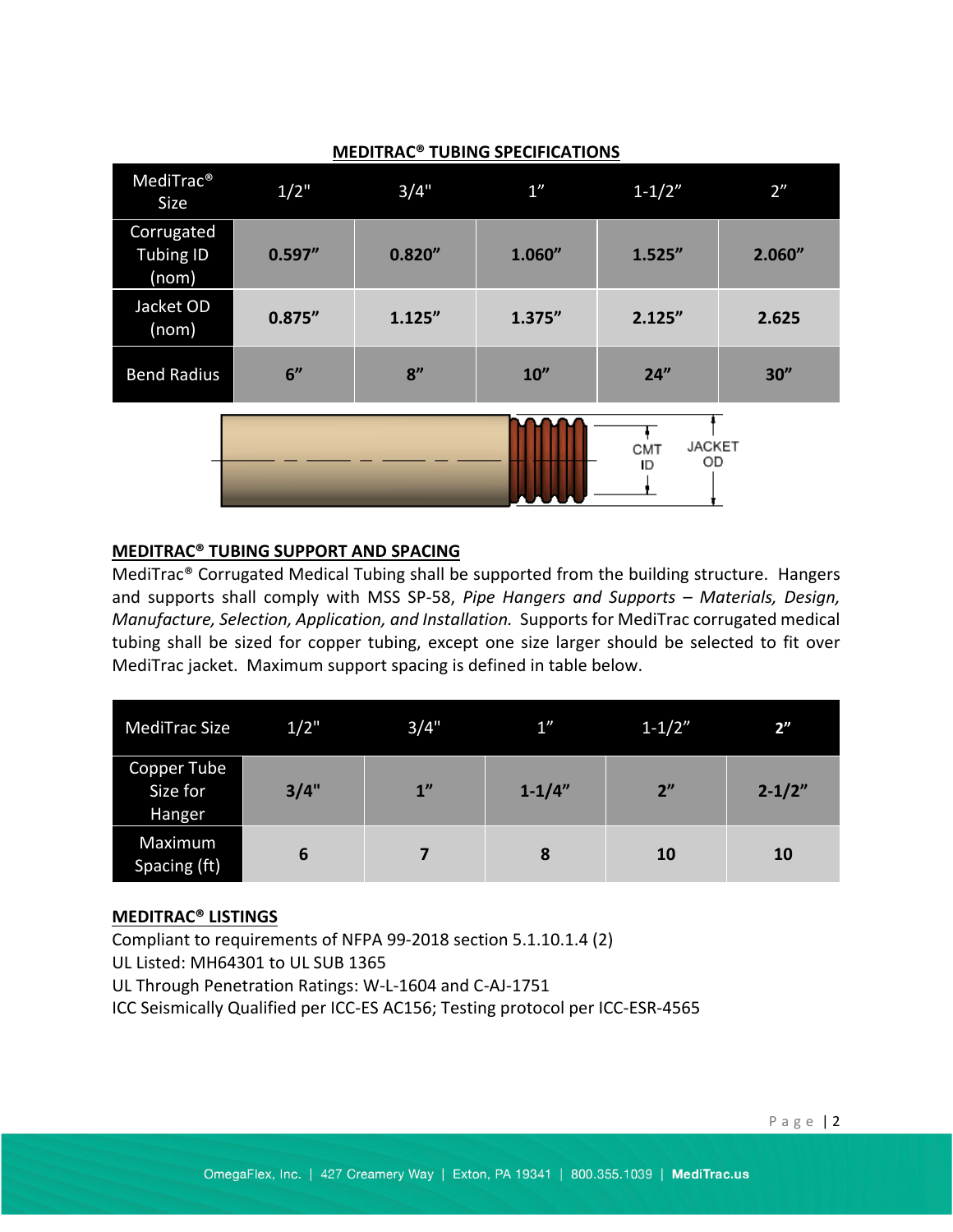## MEDITRAC® TUBING SPECIFICATIONS

| MediTrac® Size | 1/2" | 3/4" | 1" | 1-1/2" | 2" |
|---|---|---|---|---|---|
| Corrugated Tubing ID (nom) | **0.597"** | **0.820"** | **1.060"** | **1.525"** | **2.060"** |
| Jacket OD (nom) | **0.875"** | **1.125"** | **1.375"** | **2.125"** | **2.625** |
| Bend Radius | **6"** | **8"** | **10"** | **24"** | **30"** |

CMT ID

JACKET OD

## MEDITRAC® TUBING SUPPORT AND SPACING

MediTrac® Corrugated Medical Tubing shall be supported from the building structure. Hangers and supports shall comply with MSS SP-58, *Pipe Hangers and Supports – Materials, Design, Manufacture, Selection, Application, and Installation.* Supports for MediTrac corrugated medical tubing shall be sized for copper tubing, except one size larger should be selected to fit over MediTrac jacket. Maximum support spacing is defined in table below.

| MediTrac Size | 1/2" | 3/4" | 1" | 1-1/2" | **2"** |
|---|---|---|---|---|---|
| Copper Tube Size for Hanger | **3/4"** | **1"** | **1-1/4"** | **2"** | **2-1/2"** |
| Maximum Spacing (ft) | **6** | **7** | **8** | **10** | **10** |

## MEDITRAC® LISTINGS

Compliant to requirements of NFPA 99-2018 section 5.1.10.1.4 (2)
UL Listed: MH64301 to UL SUB 1365
UL Through Penetration Ratings: W-L-1604 and C-AJ-1751
ICC Seismically Qualified per ICC-ES AC156; Testing protocol per ICC-ESR-4565

OmegaFlex, Inc. | 427 Creamery Way | Exton, PA 19341 | 800.355.1039 | **MediTrac.us**